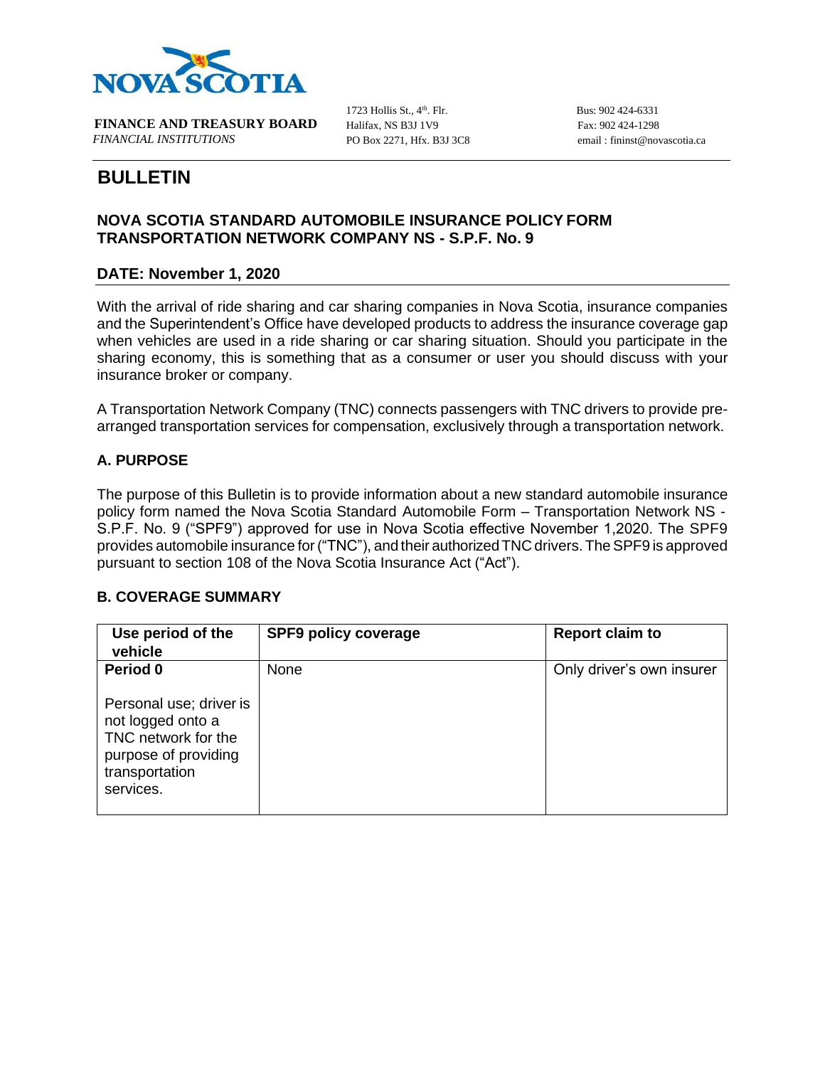**FINANCE AND TREASURY BOARD**
*FINANCIAL INSTITUTIONS*

1723 Hollis St., 4th. Flr.
Halifax, NS B3J 1V9
PO Box 2271, Hfx. B3J 3C8

Bus: 902 424-6331
Fax: 902 424-1298
email : fininst@novascotia.ca

# BULLETIN

## NOVA SCOTIA STANDARD AUTOMOBILE INSURANCE POLICY FORM TRANSPORTATION NETWORK COMPANY NS - S.P.F. No. 9

## DATE: November 1, 2020

With the arrival of ride sharing and car sharing companies in Nova Scotia, insurance companies and the Superintendent's Office have developed products to address the insurance coverage gap when vehicles are used in a ride sharing or car sharing situation. Should you participate in the sharing economy, this is something that as a consumer or user you should discuss with your insurance broker or company.

A Transportation Network Company (TNC) connects passengers with TNC drivers to provide pre-arranged transportation services for compensation, exclusively through a transportation network.

## A. PURPOSE

The purpose of this Bulletin is to provide information about a new standard automobile insurance policy form named the Nova Scotia Standard Automobile Form – Transportation Network NS - S.P.F. No. 9 ("SPF9") approved for use in Nova Scotia effective November 1,2020. The SPF9 provides automobile insurance for ("TNC"), and their authorized TNC drivers. The SPF9 is approved pursuant to section 108 of the Nova Scotia Insurance Act ("Act").

## B. COVERAGE SUMMARY

| Use period of the vehicle | SPF9 policy coverage | Report claim to |
|---|---|---|
| **Period 0**<br><br>Personal use; driver is not logged onto a TNC network for the purpose of providing transportation services. | None | Only driver's own insurer |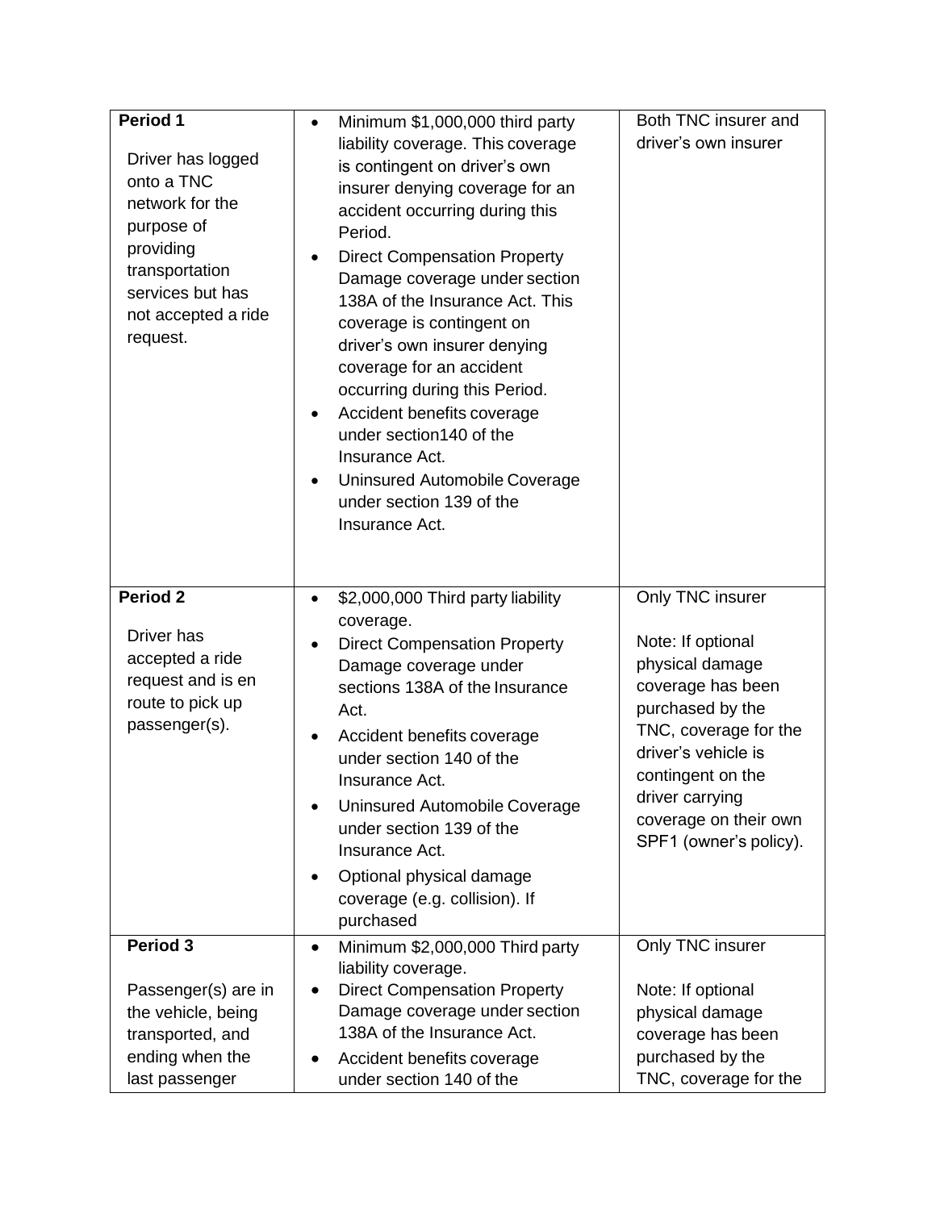| **Period 1**<br><br>Driver has logged onto a TNC network for the purpose of providing transportation services but has not accepted a ride request. | • Minimum $1,000,000 third party liability coverage. This coverage is contingent on driver's own insurer denying coverage for an accident occurring during this Period.<br>• Direct Compensation Property Damage coverage under section 138A of the Insurance Act. This coverage is contingent on driver's own insurer denying coverage for an accident occurring during this Period.<br>• Accident benefits coverage under section140 of the Insurance Act.<br>• Uninsured Automobile Coverage under section 139 of the Insurance Act. | Both TNC insurer and driver's own insurer |
|---|---|---|
| **Period 2**<br><br>Driver has accepted a ride request and is en route to pick up passenger(s). | • $2,000,000 Third party liability coverage.<br>• Direct Compensation Property Damage coverage under sections 138A of the Insurance Act.<br>• Accident benefits coverage under section 140 of the Insurance Act.<br>• Uninsured Automobile Coverage under section 139 of the Insurance Act.<br>• Optional physical damage coverage (e.g. collision). If purchased | Only TNC insurer<br><br>Note: If optional physical damage coverage has been purchased by the TNC, coverage for the driver's vehicle is contingent on the driver carrying coverage on their own SPF1 (owner's policy). |
| **Period 3**<br><br>Passenger(s) are in the vehicle, being transported, and ending when the last passenger | • Minimum $2,000,000 Third party liability coverage.<br>• Direct Compensation Property Damage coverage under section 138A of the Insurance Act.<br>• Accident benefits coverage under section 140 of the | Only TNC insurer<br><br>Note: If optional physical damage coverage has been purchased by the TNC, coverage for the |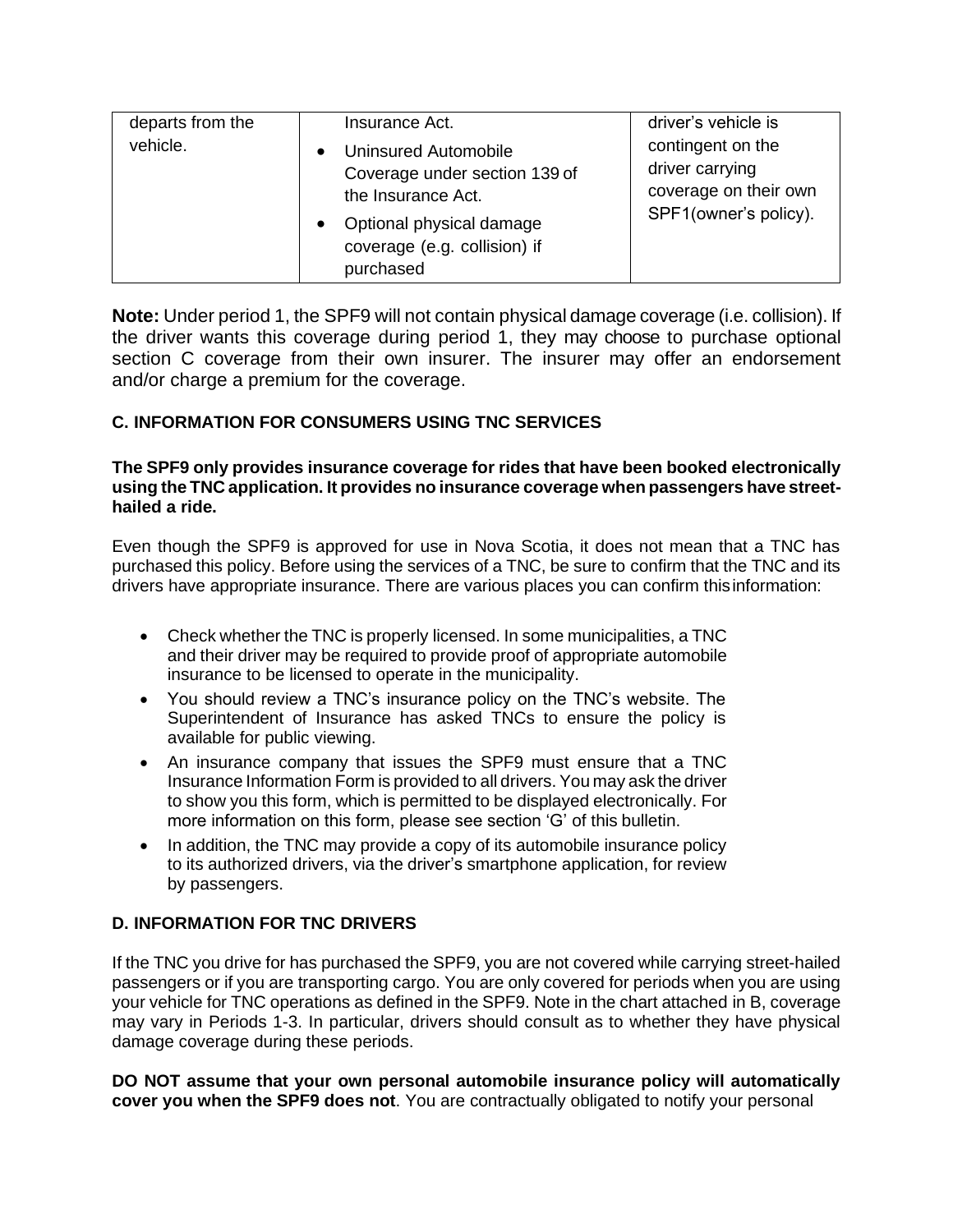| departs from the vehicle. | Insurance Act.<br>• Uninsured Automobile Coverage under section 139 of the Insurance Act.<br>• Optional physical damage coverage (e.g. collision) if purchased | driver's vehicle is contingent on the driver carrying coverage on their own SPF1(owner's policy). |
|---|---|---|

**Note:** Under period 1, the SPF9 will not contain physical damage coverage (i.e. collision). If the driver wants this coverage during period 1, they may choose to purchase optional section C coverage from their own insurer. The insurer may offer an endorsement and/or charge a premium for the coverage.

### C. INFORMATION FOR CONSUMERS USING TNC SERVICES

**The SPF9 only provides insurance coverage for rides that have been booked electronically using the TNC application. It provides no insurance coverage when passengers have street-hailed a ride.**

Even though the SPF9 is approved for use in Nova Scotia, it does not mean that a TNC has purchased this policy. Before using the services of a TNC, be sure to confirm that the TNC and its drivers have appropriate insurance. There are various places you can confirm this information:

- Check whether the TNC is properly licensed. In some municipalities, a TNC and their driver may be required to provide proof of appropriate automobile insurance to be licensed to operate in the municipality.
- You should review a TNC's insurance policy on the TNC's website. The Superintendent of Insurance has asked TNCs to ensure the policy is available for public viewing.
- An insurance company that issues the SPF9 must ensure that a TNC Insurance Information Form is provided to all drivers. You may ask the driver to show you this form, which is permitted to be displayed electronically. For more information on this form, please see section 'G' of this bulletin.
- In addition, the TNC may provide a copy of its automobile insurance policy to its authorized drivers, via the driver's smartphone application, for review by passengers.

### D. INFORMATION FOR TNC DRIVERS

If the TNC you drive for has purchased the SPF9, you are not covered while carrying street-hailed passengers or if you are transporting cargo. You are only covered for periods when you are using your vehicle for TNC operations as defined in the SPF9. Note in the chart attached in B, coverage may vary in Periods 1-3. In particular, drivers should consult as to whether they have physical damage coverage during these periods.

**DO NOT assume that your own personal automobile insurance policy will automatically cover you when the SPF9 does not**. You are contractually obligated to notify your personal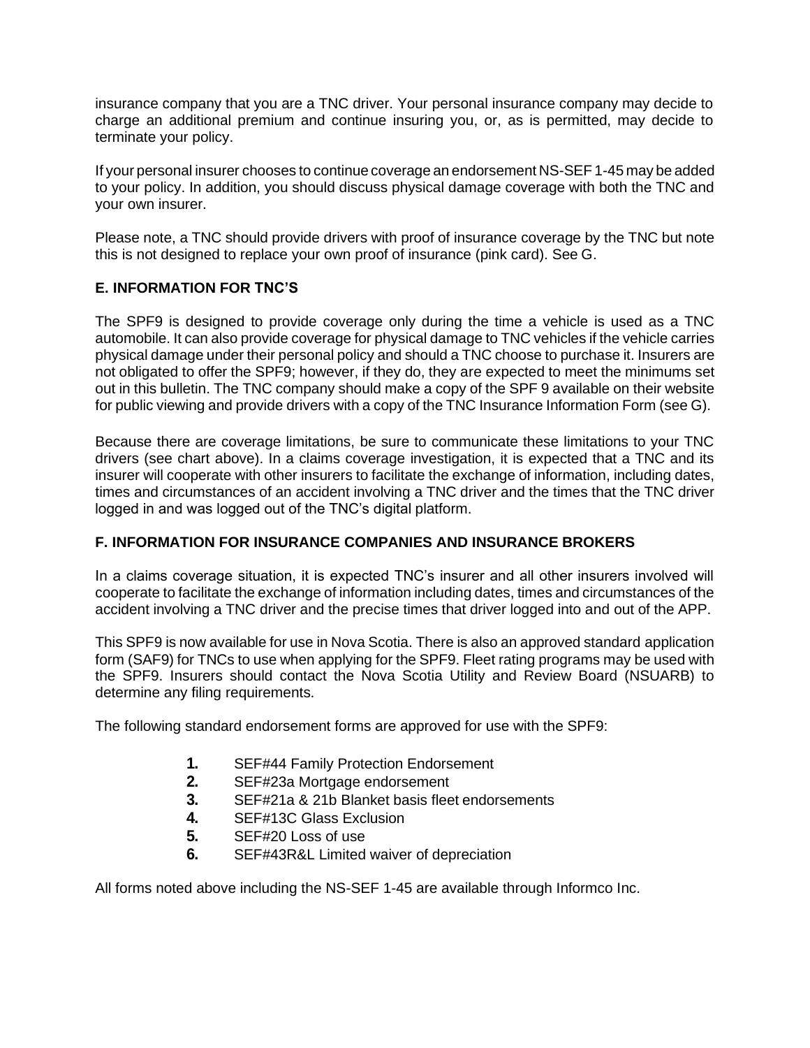insurance company that you are a TNC driver. Your personal insurance company may decide to charge an additional premium and continue insuring you, or, as is permitted, may decide to terminate your policy.

If your personal insurer chooses to continue coverage an endorsement NS-SEF 1-45 may be added to your policy. In addition, you should discuss physical damage coverage with both the TNC and your own insurer.

Please note, a TNC should provide drivers with proof of insurance coverage by the TNC but note this is not designed to replace your own proof of insurance (pink card). See G.

## E. INFORMATION FOR TNC'S

The SPF9 is designed to provide coverage only during the time a vehicle is used as a TNC automobile. It can also provide coverage for physical damage to TNC vehicles if the vehicle carries physical damage under their personal policy and should a TNC choose to purchase it. Insurers are not obligated to offer the SPF9; however, if they do, they are expected to meet the minimums set out in this bulletin. The TNC company should make a copy of the SPF 9 available on their website for public viewing and provide drivers with a copy of the TNC Insurance Information Form (see G).

Because there are coverage limitations, be sure to communicate these limitations to your TNC drivers (see chart above). In a claims coverage investigation, it is expected that a TNC and its insurer will cooperate with other insurers to facilitate the exchange of information, including dates, times and circumstances of an accident involving a TNC driver and the times that the TNC driver logged in and was logged out of the TNC's digital platform.

## F. INFORMATION FOR INSURANCE COMPANIES AND INSURANCE BROKERS

In a claims coverage situation, it is expected TNC's insurer and all other insurers involved will cooperate to facilitate the exchange of information including dates, times and circumstances of the accident involving a TNC driver and the precise times that driver logged into and out of the APP.

This SPF9 is now available for use in Nova Scotia. There is also an approved standard application form (SAF9) for TNCs to use when applying for the SPF9. Fleet rating programs may be used with the SPF9. Insurers should contact the Nova Scotia Utility and Review Board (NSUARB) to determine any filing requirements.

The following standard endorsement forms are approved for use with the SPF9:

1. SEF#44 Family Protection Endorsement
2. SEF#23a Mortgage endorsement
3. SEF#21a & 21b Blanket basis fleet endorsements
4. SEF#13C Glass Exclusion
5. SEF#20 Loss of use
6. SEF#43R&L Limited waiver of depreciation

All forms noted above including the NS-SEF 1-45 are available through Informco Inc.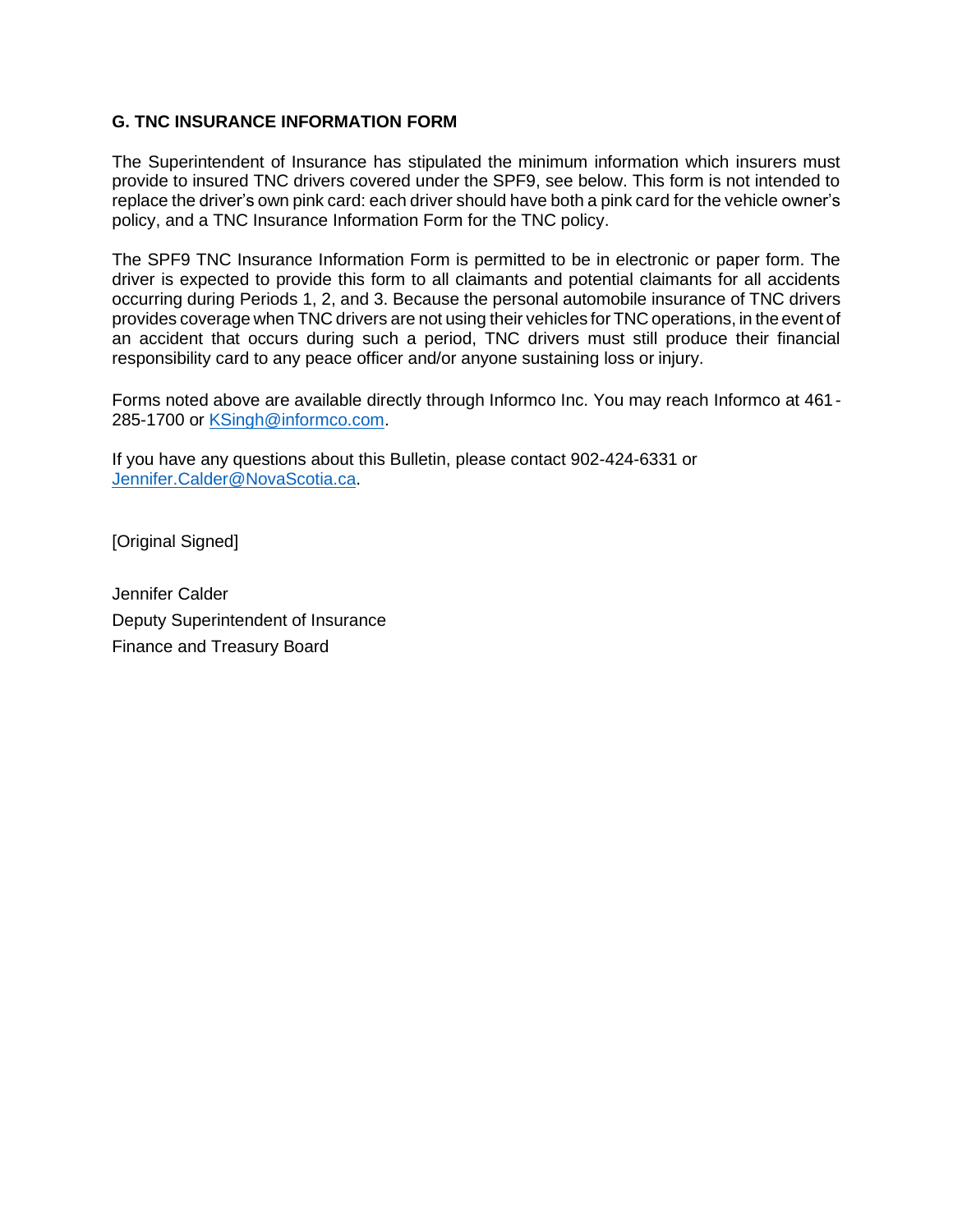### G. TNC INSURANCE INFORMATION FORM

The Superintendent of Insurance has stipulated the minimum information which insurers must provide to insured TNC drivers covered under the SPF9, see below. This form is not intended to replace the driver's own pink card: each driver should have both a pink card for the vehicle owner's policy, and a TNC Insurance Information Form for the TNC policy.

The SPF9 TNC Insurance Information Form is permitted to be in electronic or paper form. The driver is expected to provide this form to all claimants and potential claimants for all accidents occurring during Periods 1, 2, and 3. Because the personal automobile insurance of TNC drivers provides coverage when TNC drivers are not using their vehicles for TNC operations, in the event of an accident that occurs during such a period, TNC drivers must still produce their financial responsibility card to any peace officer and/or anyone sustaining loss or injury.

Forms noted above are available directly through Informco Inc. You may reach Informco at 461-285-1700 or KSingh@informco.com.

If you have any questions about this Bulletin, please contact 902-424-6331 or Jennifer.Calder@NovaScotia.ca.

[Original Signed]

Jennifer Calder
Deputy Superintendent of Insurance
Finance and Treasury Board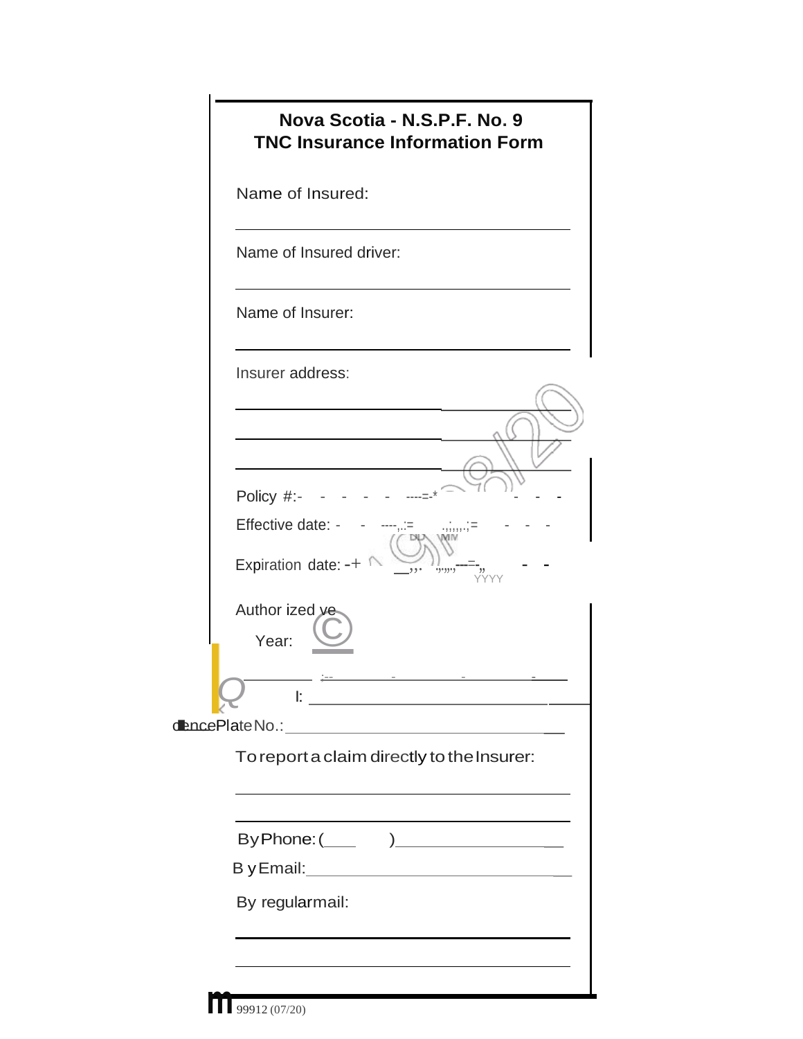## Nova Scotia - N.S.P.F. No. 9
## TNC Insurance Information Form

Name of Insured:

Name of Insured driver:

Name of Insurer:

Insurer address:

Policy #:

Effective date: DD MM

Expiration date: YYYY

Authorized ve

Year:

I:

LicencePlate No.:

To report a claim directly to the Insurer:

By Phone: (    )

By Email:

By regular mail:

99912 (07/20)